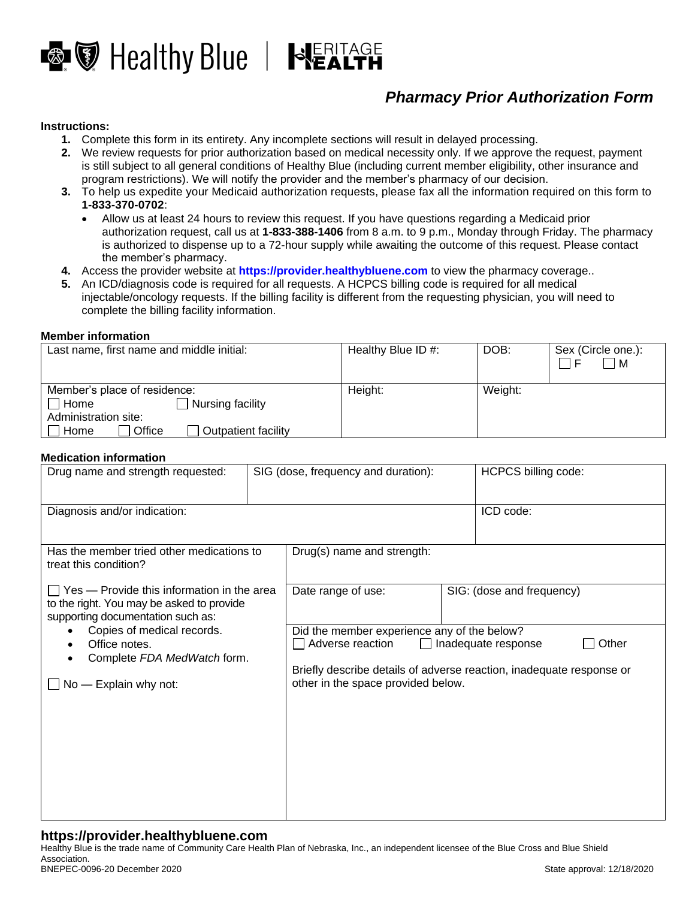Healthy Blue | HERITAGE HEALTH

## *Pharmacy Prior Authorization Form*

**Instructions:**

1. Complete this form in its entirety. Any incomplete sections will result in delayed processing.
2. We review requests for prior authorization based on medical necessity only. If we approve the request, payment is still subject to all general conditions of Healthy Blue (including current member eligibility, other insurance and program restrictions). We will notify the provider and the member's pharmacy of our decision.
3. To help us expedite your Medicaid authorization requests, please fax all the information required on this form to **1-833-370-0702**:
   - Allow us at least 24 hours to review this request. If you have questions regarding a Medicaid prior authorization request, call us at **1-833-388-1406** from 8 a.m. to 9 p.m., Monday through Friday. The pharmacy is authorized to dispense up to a 72-hour supply while awaiting the outcome of this request. Please contact the member's pharmacy.
4. Access the provider website at **https://provider.healthybluene.com** to view the pharmacy coverage..
5. An ICD/diagnosis code is required for all requests. A HCPCS billing code is required for all medical injectable/oncology requests. If the billing facility is different from the requesting physician, you will need to complete the billing facility information.

**Member information**

| Last name, first name and middle initial: | Healthy Blue ID #: | DOB: | Sex (Circle one.): ☐ F ☐ M |
|---|---|---|---|
| Member's place of residence: ☐ Home ☐ Nursing facility<br>Administration site: ☐ Home ☐ Office ☐ Outpatient facility | Height: | Weight: | |

**Medication information**

| Drug name and strength requested: | SIG (dose, frequency and duration): | HCPCS billing code: |
|---|---|---|
| Diagnosis and/or indication: | | ICD code: |

| Has the member tried other medications to treat this condition? | Drug(s) name and strength: | |
|---|---|---|
| ☐ Yes — Provide this information in the area to the right. You may be asked to provide supporting documentation such as:<br>• Copies of medical records.<br>• Office notes.<br>• Complete *FDA MedWatch* form.<br><br>☐ No — Explain why not: | Date range of use: | SIG: (dose and frequency) |
| | Did the member experience any of the below?<br>☐ Adverse reaction ☐ Inadequate response ☐ Other<br><br>Briefly describe details of adverse reaction, inadequate response or other in the space provided below. | |

**https://provider.healthybluene.com**

Healthy Blue is the trade name of Community Care Health Plan of Nebraska, Inc., an independent licensee of the Blue Cross and Blue Shield Association.

BNEPEC-0096-20 December 2020 State approval: 12/18/2020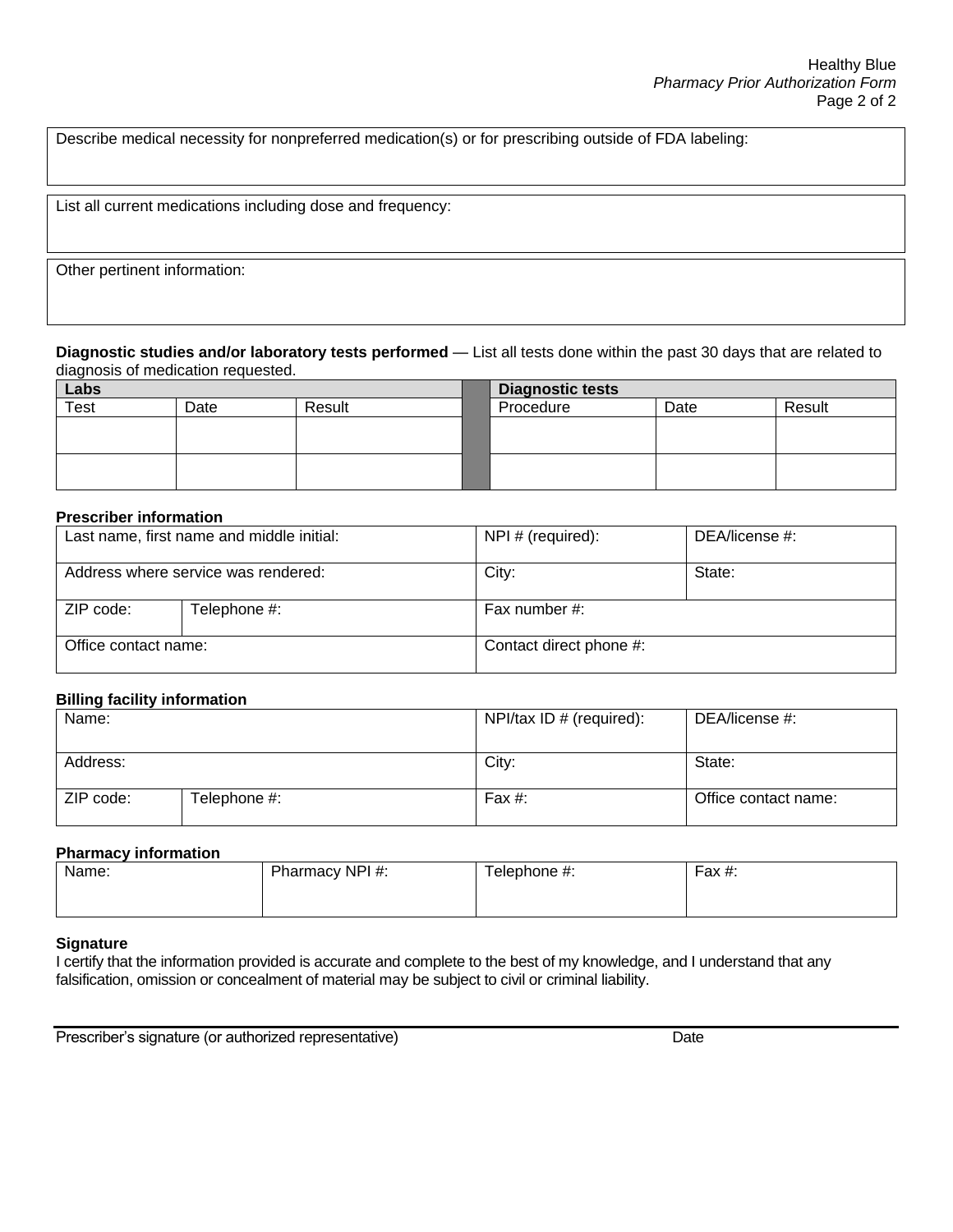Describe medical necessity for nonpreferred medication(s) or for prescribing outside of FDA labeling:

List all current medications including dose and frequency:

Other pertinent information:

**Diagnostic studies and/or laboratory tests performed** — List all tests done within the past 30 days that are related to diagnosis of medication requested.

| **Labs** | | | | **Diagnostic tests** | | |
|---|---|---|---|---|---|---|
| Test | Date | Result | | Procedure | Date | Result |
| | | | | | | |
| | | | | | | |

**Prescriber information**

| | | | |
|---|---|---|---|
| Last name, first name and middle initial: | | NPI # (required): | DEA/license #: |
| Address where service was rendered: | | City: | State: |
| ZIP code: | Telephone #: | Fax number #: | |
| Office contact name: | | Contact direct phone #: | |

**Billing facility information**

| | | | |
|---|---|---|---|
| Name: | | NPI/tax ID # (required): | DEA/license #: |
| Address: | | City: | State: |
| ZIP code: | Telephone #: | Fax #: | Office contact name: |

**Pharmacy information**

| | | | |
|---|---|---|---|
| Name: | Pharmacy NPI #: | Telephone #: | Fax #: |

**Signature**

I certify that the information provided is accurate and complete to the best of my knowledge, and I understand that any falsification, omission or concealment of material may be subject to civil or criminal liability.

Prescriber's signature (or authorized representative) Date